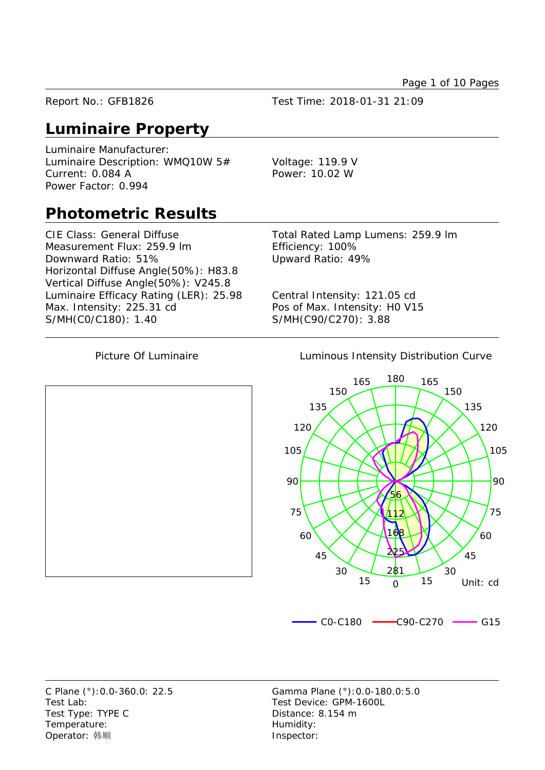Report No.: GFB1826

Test Time: 2018-01-31 21:09

## Luminaire Property

Luminaire Manufacturer:
Luminaire Description: WMQ10W 5#
Current: 0.084 A
Power Factor: 0.994

Voltage: 119.9 V
Power: 10.02 W

## Photometric Results

CIE Class: General Diffuse
Measurement Flux: 259.9 lm
Downward Ratio: 51%
Horizontal Diffuse Angle(50%): H83.8
Vertical Diffuse Angle(50%): V245.8
Luminaire Efficacy Rating (LER): 25.98
Max. Intensity: 225.31 cd
S/MH(C0/C180): 1.40

Total Rated Lamp Lumens: 259.9 lm
Efficiency: 100%
Upward Ratio: 49%

Central Intensity: 121.05 cd
Pos of Max. Intensity: H0 V15
S/MH(C90/C270): 3.88

Picture Of Luminaire

Luminous Intensity Distribution Curve

Unit: cd

C0-C180 C90-C270 G15

C Plane (°):0.0-360.0: 22.5
Test Lab:
Test Type: TYPE C
Temperature:
Operator: 韩顺

Gamma Plane (°):0.0-180.0:5.0
Test Device: GPM-1600L
Distance: 8.154 m
Humidity:
Inspector: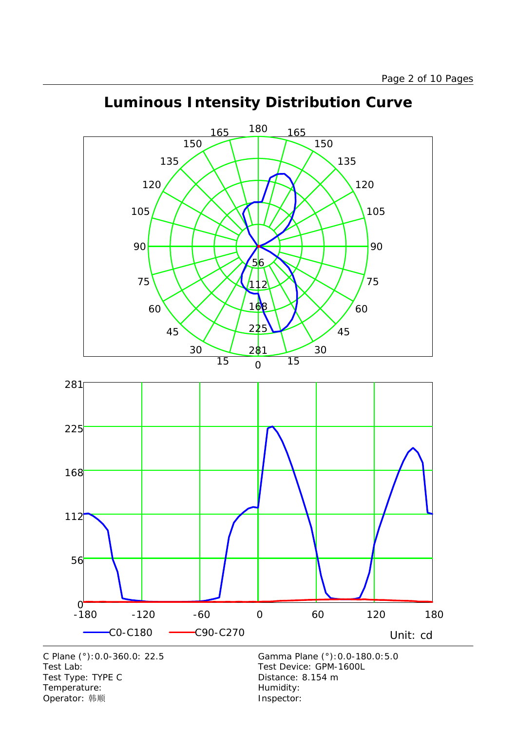# Luminous Intensity Distribution Curve

Unit: cd

C0-C180 C90-C270

C Plane (°):0.0-360.0: 22.5
Test Lab:
Test Type: TYPE C
Temperature:
Operator: 韩顺

Gamma Plane (°):0.0-180.0:5.0
Test Device: GPM-1600L
Distance: 8.154 m
Humidity:
Inspector: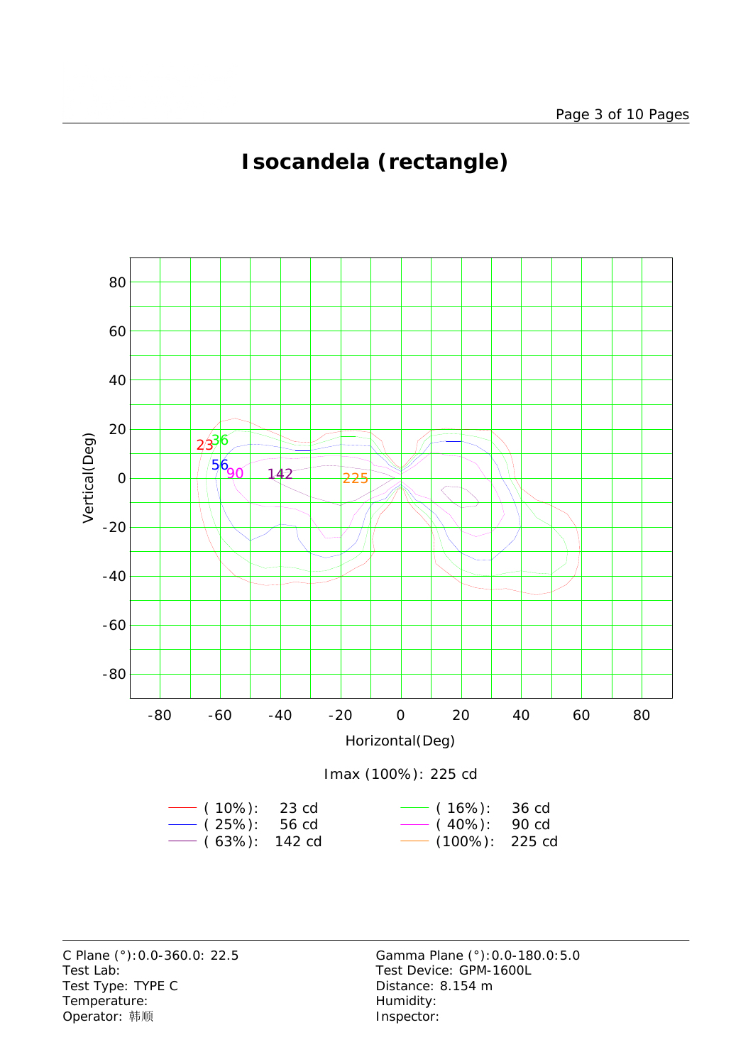# Isocandela (rectangle)

Imax (100%): 225 cd

| Level | Value | Level | Value |
|---|---|---|---|
| ( 10%): | 23 cd | ( 16%): | 36 cd |
| ( 25%): | 56 cd | ( 40%): | 90 cd |
| ( 63%): | 142 cd | (100%): | 225 cd |

C Plane (°):0.0-360.0: 22.5
Test Lab:
Test Type: TYPE C
Temperature:
Operator: 韩顺

Gamma Plane (°):0.0-180.0:5.0
Test Device: GPM-1600L
Distance: 8.154 m
Humidity:
Inspector: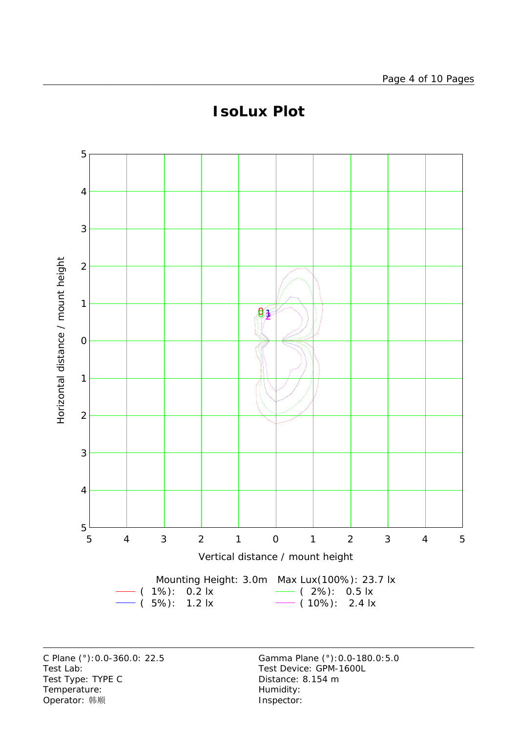# IsoLux Plot

Mounting Height: 3.0m Max Lux(100%): 23.7 lx

| Level | Value |
|---|---|
| ( 1%): | 0.2 lx |
| ( 2%): | 0.5 lx |
| ( 5%): | 1.2 lx |
| ( 10%): | 2.4 lx |

C Plane (°):0.0-360.0: 22.5
Test Lab:
Test Type: TYPE C
Temperature:
Operator: 韩顺

Gamma Plane (°):0.0-180.0:5.0
Test Device: GPM-1600L
Distance: 8.154 m
Humidity:
Inspector: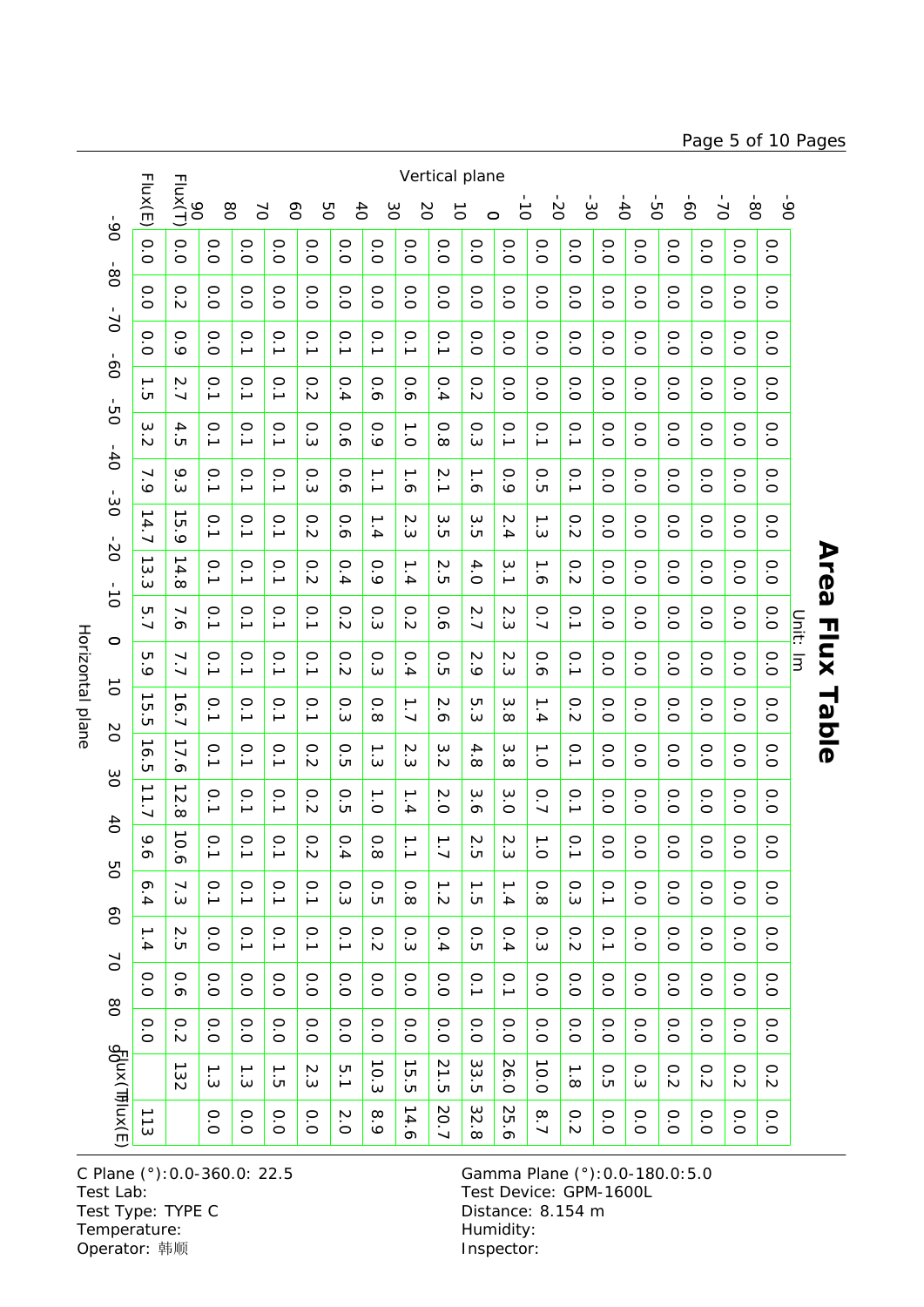# Area Flux Table

Unit: lm

Rows: Horizontal plane (°); columns: Vertical plane (°). Each value is the area flux of the zone between the two listed angles.

| Horizontal plane | Flux(E) | Flux(T) | 90~80 | 80~70 | 70~60 | 60~50 | 50~40 | 40~30 | 30~20 | 20~10 | 10~0 | 0~-10 | -10~-20 | -20~-30 | -30~-40 | -40~-50 | -50~-60 | -60~-70 | -70~-80 | -80~-90 |
|---|---|---|---|---|---|---|---|---|---|---|---|---|---|---|---|---|---|---|---|---|
| -90~-80 | 0.0 | 0.0 | 0.0 | 0.0 | 0.0 | 0.0 | 0.0 | 0.0 | 0.0 | 0.0 | 0.0 | 0.0 | 0.0 | 0.0 | 0.0 | 0.0 | 0.0 | 0.0 | 0.0 | 0.0 |
| -80~-70 | 0.0 | 0.2 | 0.0 | 0.0 | 0.0 | 0.0 | 0.0 | 0.0 | 0.0 | 0.0 | 0.0 | 0.0 | 0.0 | 0.0 | 0.0 | 0.0 | 0.0 | 0.0 | 0.0 | 0.0 |
| -70~-60 | 0.0 | 0.9 | 0.0 | 0.1 | 0.1 | 0.1 | 0.1 | 0.1 | 0.1 | 0.1 | 0.0 | 0.0 | 0.0 | 0.0 | 0.0 | 0.0 | 0.0 | 0.0 | 0.0 | 0.0 |
| -60~-50 | 1.5 | 2.7 | 0.1 | 0.1 | 0.1 | 0.2 | 0.4 | 0.6 | 0.6 | 0.4 | 0.2 | 0.0 | 0.0 | 0.0 | 0.0 | 0.0 | 0.0 | 0.0 | 0.0 | 0.0 |
| -50~-40 | 3.2 | 4.5 | 0.1 | 0.1 | 0.1 | 0.3 | 0.6 | 0.9 | 1.0 | 0.8 | 0.3 | 0.1 | 0.1 | 0.1 | 0.0 | 0.0 | 0.0 | 0.0 | 0.0 | 0.0 |
| -40~-30 | 7.9 | 9.3 | 0.1 | 0.1 | 0.1 | 0.3 | 0.6 | 1.1 | 1.6 | 2.1 | 1.6 | 0.9 | 0.5 | 0.1 | 0.0 | 0.0 | 0.0 | 0.0 | 0.0 | 0.0 |
| -30~-20 | 14.7 | 15.9 | 0.1 | 0.1 | 0.1 | 0.2 | 0.6 | 1.4 | 2.3 | 3.5 | 3.5 | 2.4 | 1.3 | 0.2 | 0.0 | 0.0 | 0.0 | 0.0 | 0.0 | 0.0 |
| -20~-10 | 13.3 | 14.8 | 0.1 | 0.1 | 0.1 | 0.2 | 0.4 | 0.9 | 1.4 | 2.5 | 4.0 | 3.1 | 1.6 | 0.2 | 0.0 | 0.0 | 0.0 | 0.0 | 0.0 | 0.0 |
| -10~0 | 5.7 | 7.6 | 0.1 | 0.1 | 0.1 | 0.1 | 0.2 | 0.3 | 0.2 | 0.6 | 2.7 | 2.3 | 0.7 | 0.1 | 0.0 | 0.0 | 0.0 | 0.0 | 0.0 | 0.0 |
| 0~10 | 5.9 | 7.7 | 0.1 | 0.1 | 0.1 | 0.1 | 0.2 | 0.3 | 0.4 | 0.5 | 2.9 | 2.3 | 0.6 | 0.1 | 0.0 | 0.0 | 0.0 | 0.0 | 0.0 | 0.0 |
| 10~20 | 15.5 | 16.7 | 0.1 | 0.1 | 0.1 | 0.1 | 0.3 | 0.8 | 1.7 | 2.6 | 5.3 | 3.8 | 1.4 | 0.2 | 0.0 | 0.0 | 0.0 | 0.0 | 0.0 | 0.0 |
| 20~30 | 16.5 | 17.6 | 0.1 | 0.1 | 0.1 | 0.2 | 0.5 | 1.3 | 2.3 | 3.2 | 4.8 | 3.8 | 1.0 | 0.1 | 0.0 | 0.0 | 0.0 | 0.0 | 0.0 | 0.0 |
| 30~40 | 11.7 | 12.8 | 0.1 | 0.1 | 0.1 | 0.2 | 0.5 | 1.0 | 1.4 | 2.0 | 3.6 | 3.0 | 0.7 | 0.1 | 0.0 | 0.0 | 0.0 | 0.0 | 0.0 | 0.0 |
| 40~50 | 9.6 | 10.6 | 0.1 | 0.1 | 0.1 | 0.2 | 0.4 | 0.8 | 1.1 | 1.7 | 2.5 | 2.3 | 1.0 | 0.1 | 0.0 | 0.0 | 0.0 | 0.0 | 0.0 | 0.0 |
| 50~60 | 6.4 | 7.3 | 0.1 | 0.1 | 0.1 | 0.1 | 0.3 | 0.5 | 0.8 | 1.2 | 1.5 | 1.4 | 0.8 | 0.3 | 0.1 | 0.0 | 0.0 | 0.0 | 0.0 | 0.0 |
| 60~70 | 1.4 | 2.5 | 0.0 | 0.1 | 0.1 | 0.1 | 0.1 | 0.2 | 0.3 | 0.4 | 0.5 | 0.4 | 0.3 | 0.2 | 0.1 | 0.0 | 0.0 | 0.0 | 0.0 | 0.0 |
| 70~80 | 0.0 | 0.6 | 0.0 | 0.0 | 0.0 | 0.0 | 0.0 | 0.0 | 0.0 | 0.0 | 0.1 | 0.1 | 0.0 | 0.0 | 0.0 | 0.0 | 0.0 | 0.0 | 0.0 | 0.0 |
| 80~90 | 0.0 | 0.2 | 0.0 | 0.0 | 0.0 | 0.0 | 0.0 | 0.0 | 0.0 | 0.0 | 0.0 | 0.0 | 0.0 | 0.0 | 0.0 | 0.0 | 0.0 | 0.0 | 0.0 | 0.0 |
| Flux(T) | | 132 | 1.3 | 1.3 | 1.5 | 2.3 | 5.1 | 10.3 | 15.5 | 21.5 | 33.5 | 26.0 | 10.0 | 1.8 | 0.5 | 0.3 | 0.2 | 0.2 | 0.2 | 0.2 |
| Flux(E) | 113 | | 0.0 | 0.0 | 0.0 | 0.0 | 2.0 | 8.9 | 14.6 | 20.7 | 32.8 | 25.6 | 8.7 | 0.2 | 0.0 | 0.0 | 0.0 | 0.0 | 0.0 | 0.0 |

C Plane (°):0.0-360.0: 22.5
Test Lab:
Test Type: TYPE C
Temperature:
Operator: 韩顺

Gamma Plane (°):0.0-180.0:5.0
Test Device: GPM-1600L
Distance: 8.154 m
Humidity:
Inspector: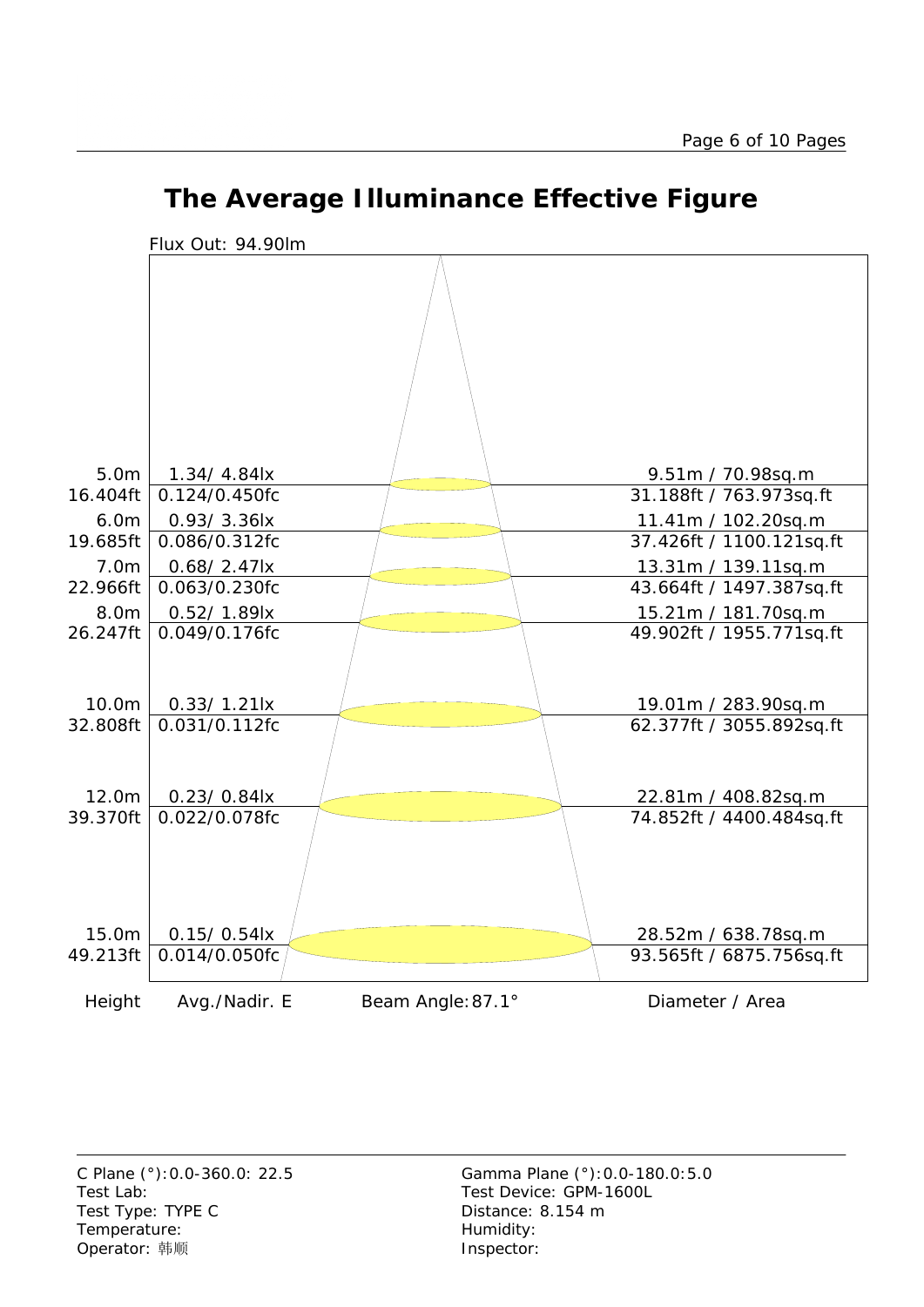# The Average Illuminance Effective Figure

Flux Out: 94.90lm

| Height | Avg./Nadir. E | Diameter / Area |
|---|---|---|
| 5.0m / 16.404ft | 1.34/ 4.84lx / 0.124/0.450fc | 9.51m / 70.98sq.m / 31.188ft / 763.973sq.ft |
| 6.0m / 19.685ft | 0.93/ 3.36lx / 0.086/0.312fc | 11.41m / 102.20sq.m / 37.426ft / 1100.121sq.ft |
| 7.0m / 22.966ft | 0.68/ 2.47lx / 0.063/0.230fc | 13.31m / 139.11sq.m / 43.664ft / 1497.387sq.ft |
| 8.0m / 26.247ft | 0.52/ 1.89lx / 0.049/0.176fc | 15.21m / 181.70sq.m / 49.902ft / 1955.771sq.ft |
| 10.0m / 32.808ft | 0.33/ 1.21lx / 0.031/0.112fc | 19.01m / 283.90sq.m / 62.377ft / 3055.892sq.ft |
| 12.0m / 39.370ft | 0.23/ 0.84lx / 0.022/0.078fc | 22.81m / 408.82sq.m / 74.852ft / 4400.484sq.ft |
| 15.0m / 49.213ft | 0.15/ 0.54lx / 0.014/0.050fc | 28.52m / 638.78sq.m / 93.565ft / 6875.756sq.ft |

Beam Angle: 87.1°

C Plane (°):0.0-360.0: 22.5
Gamma Plane (°):0.0-180.0:5.0
Test Lab:
Test Device: GPM-1600L
Test Type: TYPE C
Distance: 8.154 m
Temperature:
Humidity:
Operator: 韩顺
Inspector: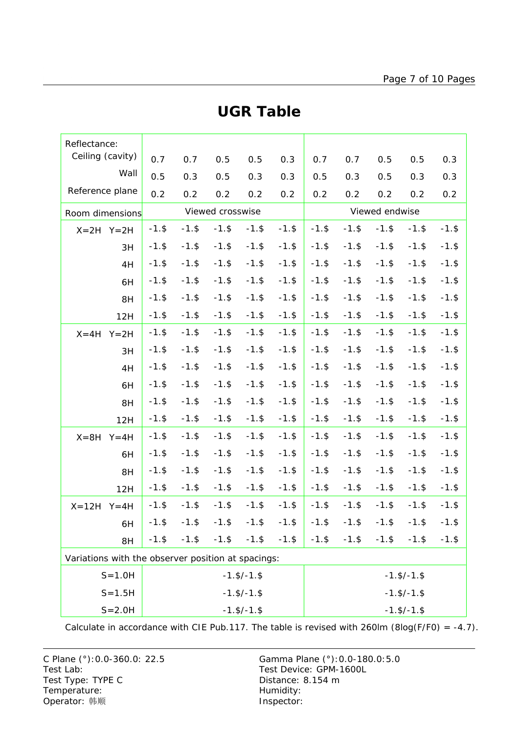# UGR Table

| Reflectance: | | | | | | | | | | | |
|---|---|---|---|---|---|---|---|---|---|---|---|
| Ceiling (cavity) | | 0.7 | 0.7 | 0.5 | 0.5 | 0.3 | 0.7 | 0.7 | 0.5 | 0.5 | 0.3 |
| Wall | | 0.5 | 0.3 | 0.5 | 0.3 | 0.3 | 0.5 | 0.3 | 0.5 | 0.3 | 0.3 |
| Reference plane | | 0.2 | 0.2 | 0.2 | 0.2 | 0.2 | 0.2 | 0.2 | 0.2 | 0.2 | 0.2 |
| Room dimensions | | Viewed crosswise | | | | | Viewed endwise | | | | |
| X=2H | Y=2H | -1.$ | -1.$ | -1.$ | -1.$ | -1.$ | -1.$ | -1.$ | -1.$ | -1.$ | -1.$ |
| | 3H | -1.$ | -1.$ | -1.$ | -1.$ | -1.$ | -1.$ | -1.$ | -1.$ | -1.$ | -1.$ |
| | 4H | -1.$ | -1.$ | -1.$ | -1.$ | -1.$ | -1.$ | -1.$ | -1.$ | -1.$ | -1.$ |
| | 6H | -1.$ | -1.$ | -1.$ | -1.$ | -1.$ | -1.$ | -1.$ | -1.$ | -1.$ | -1.$ |
| | 8H | -1.$ | -1.$ | -1.$ | -1.$ | -1.$ | -1.$ | -1.$ | -1.$ | -1.$ | -1.$ |
| | 12H | -1.$ | -1.$ | -1.$ | -1.$ | -1.$ | -1.$ | -1.$ | -1.$ | -1.$ | -1.$ |
| X=4H | Y=2H | -1.$ | -1.$ | -1.$ | -1.$ | -1.$ | -1.$ | -1.$ | -1.$ | -1.$ | -1.$ |
| | 3H | -1.$ | -1.$ | -1.$ | -1.$ | -1.$ | -1.$ | -1.$ | -1.$ | -1.$ | -1.$ |
| | 4H | -1.$ | -1.$ | -1.$ | -1.$ | -1.$ | -1.$ | -1.$ | -1.$ | -1.$ | -1.$ |
| | 6H | -1.$ | -1.$ | -1.$ | -1.$ | -1.$ | -1.$ | -1.$ | -1.$ | -1.$ | -1.$ |
| | 8H | -1.$ | -1.$ | -1.$ | -1.$ | -1.$ | -1.$ | -1.$ | -1.$ | -1.$ | -1.$ |
| | 12H | -1.$ | -1.$ | -1.$ | -1.$ | -1.$ | -1.$ | -1.$ | -1.$ | -1.$ | -1.$ |
| X=8H | Y=4H | -1.$ | -1.$ | -1.$ | -1.$ | -1.$ | -1.$ | -1.$ | -1.$ | -1.$ | -1.$ |
| | 6H | -1.$ | -1.$ | -1.$ | -1.$ | -1.$ | -1.$ | -1.$ | -1.$ | -1.$ | -1.$ |
| | 8H | -1.$ | -1.$ | -1.$ | -1.$ | -1.$ | -1.$ | -1.$ | -1.$ | -1.$ | -1.$ |
| | 12H | -1.$ | -1.$ | -1.$ | -1.$ | -1.$ | -1.$ | -1.$ | -1.$ | -1.$ | -1.$ |
| X=12H | Y=4H | -1.$ | -1.$ | -1.$ | -1.$ | -1.$ | -1.$ | -1.$ | -1.$ | -1.$ | -1.$ |
| | 6H | -1.$ | -1.$ | -1.$ | -1.$ | -1.$ | -1.$ | -1.$ | -1.$ | -1.$ | -1.$ |
| | 8H | -1.$ | -1.$ | -1.$ | -1.$ | -1.$ | -1.$ | -1.$ | -1.$ | -1.$ | -1.$ |
| Variations with the observer position at spacings: | | | | | | | | | | | |
| S=1.0H | | -1.$/-1.$ | | | | | -1.$/-1.$ | | | | |
| S=1.5H | | -1.$/-1.$ | | | | | -1.$/-1.$ | | | | |
| S=2.0H | | -1.$/-1.$ | | | | | -1.$/-1.$ | | | | |

Calculate in accordance with CIE Pub.117. The table is revised with 260lm (8log(F/F0) = -4.7).

C Plane (°):0.0-360.0: 22.5
Test Lab:
Test Type: TYPE C
Temperature:
Operator: 韩顺

Gamma Plane (°):0.0-180.0:5.0
Test Device: GPM-1600L
Distance: 8.154 m
Humidity:
Inspector: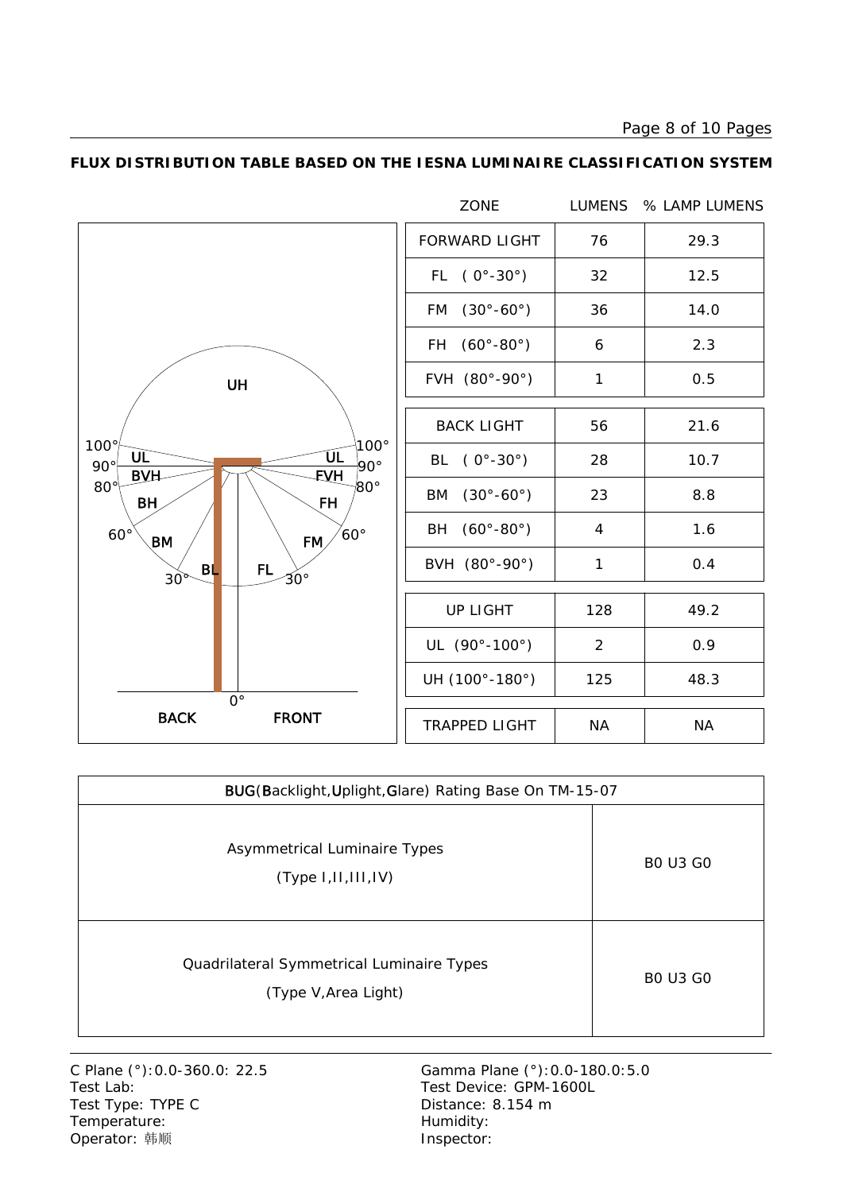## FLUX DISTRIBUTION TABLE BASED ON THE IESNA LUMINAIRE CLASSIFICATION SYSTEM

| ZONE | LUMENS | % LAMP LUMENS |
|---|---|---|
| FORWARD LIGHT | 76 | 29.3 |
| FL ( 0°-30°) | 32 | 12.5 |
| FM (30°-60°) | 36 | 14.0 |
| FH (60°-80°) | 6 | 2.3 |
| FVH (80°-90°) | 1 | 0.5 |
| BACK LIGHT | 56 | 21.6 |
| BL ( 0°-30°) | 28 | 10.7 |
| BM (30°-60°) | 23 | 8.8 |
| BH (60°-80°) | 4 | 1.6 |
| BVH (80°-90°) | 1 | 0.4 |
| UP LIGHT | 128 | 49.2 |
| UL (90°-100°) | 2 | 0.9 |
| UH (100°-180°) | 125 | 48.3 |
| TRAPPED LIGHT | NA | NA |

| BUG(Backlight,Uplight,Glare) Rating Base On TM-15-07 | |
|---|---|
| Asymmetrical Luminaire Types (Type I,II,III,IV) | B0 U3 G0 |
| Quadrilateral Symmetrical Luminaire Types (Type V,Area Light) | B0 U3 G0 |

C Plane (°):0.0-360.0: 22.5
Test Lab:
Test Type: TYPE C
Temperature:
Operator: 韩顺

Gamma Plane (°):0.0-180.0:5.0
Test Device: GPM-1600L
Distance: 8.154 m
Humidity:
Inspector: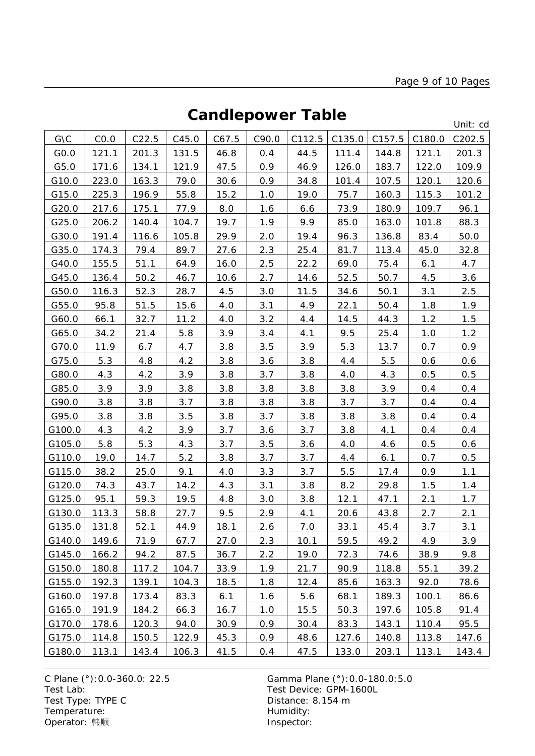# Candlepower Table

Unit: cd

| G\C | C0.0 | C22.5 | C45.0 | C67.5 | C90.0 | C112.5 | C135.0 | C157.5 | C180.0 | C202.5 |
|---|---|---|---|---|---|---|---|---|---|---|
| G0.0 | 121.1 | 201.3 | 131.5 | 46.8 | 0.4 | 44.5 | 111.4 | 144.8 | 121.1 | 201.3 |
| G5.0 | 171.6 | 134.1 | 121.9 | 47.5 | 0.9 | 46.9 | 126.0 | 183.7 | 122.0 | 109.9 |
| G10.0 | 223.0 | 163.3 | 79.0 | 30.6 | 0.9 | 34.8 | 101.4 | 107.5 | 120.1 | 120.6 |
| G15.0 | 225.3 | 196.9 | 55.8 | 15.2 | 1.0 | 19.0 | 75.7 | 160.3 | 115.3 | 101.2 |
| G20.0 | 217.6 | 175.1 | 77.9 | 8.0 | 1.6 | 6.6 | 73.9 | 180.9 | 109.7 | 96.1 |
| G25.0 | 206.2 | 140.4 | 104.7 | 19.7 | 1.9 | 9.9 | 85.0 | 163.0 | 101.8 | 88.3 |
| G30.0 | 191.4 | 116.6 | 105.8 | 29.9 | 2.0 | 19.4 | 96.3 | 136.8 | 83.4 | 50.0 |
| G35.0 | 174.3 | 79.4 | 89.7 | 27.6 | 2.3 | 25.4 | 81.7 | 113.4 | 45.0 | 32.8 |
| G40.0 | 155.5 | 51.1 | 64.9 | 16.0 | 2.5 | 22.2 | 69.0 | 75.4 | 6.1 | 4.7 |
| G45.0 | 136.4 | 50.2 | 46.7 | 10.6 | 2.7 | 14.6 | 52.5 | 50.7 | 4.5 | 3.6 |
| G50.0 | 116.3 | 52.3 | 28.7 | 4.5 | 3.0 | 11.5 | 34.6 | 50.1 | 3.1 | 2.5 |
| G55.0 | 95.8 | 51.5 | 15.6 | 4.0 | 3.1 | 4.9 | 22.1 | 50.4 | 1.8 | 1.9 |
| G60.0 | 66.1 | 32.7 | 11.2 | 4.0 | 3.2 | 4.4 | 14.5 | 44.3 | 1.2 | 1.5 |
| G65.0 | 34.2 | 21.4 | 5.8 | 3.9 | 3.4 | 4.1 | 9.5 | 25.4 | 1.0 | 1.2 |
| G70.0 | 11.9 | 6.7 | 4.7 | 3.8 | 3.5 | 3.9 | 5.3 | 13.7 | 0.7 | 0.9 |
| G75.0 | 5.3 | 4.8 | 4.2 | 3.8 | 3.6 | 3.8 | 4.4 | 5.5 | 0.6 | 0.6 |
| G80.0 | 4.3 | 4.2 | 3.9 | 3.8 | 3.7 | 3.8 | 4.0 | 4.3 | 0.5 | 0.5 |
| G85.0 | 3.9 | 3.9 | 3.8 | 3.8 | 3.8 | 3.8 | 3.8 | 3.9 | 0.4 | 0.4 |
| G90.0 | 3.8 | 3.8 | 3.7 | 3.8 | 3.8 | 3.8 | 3.7 | 3.7 | 0.4 | 0.4 |
| G95.0 | 3.8 | 3.8 | 3.5 | 3.8 | 3.7 | 3.8 | 3.8 | 3.8 | 0.4 | 0.4 |
| G100.0 | 4.3 | 4.2 | 3.9 | 3.7 | 3.6 | 3.7 | 3.8 | 4.1 | 0.4 | 0.4 |
| G105.0 | 5.8 | 5.3 | 4.3 | 3.7 | 3.5 | 3.6 | 4.0 | 4.6 | 0.5 | 0.6 |
| G110.0 | 19.0 | 14.7 | 5.2 | 3.8 | 3.7 | 3.7 | 4.4 | 6.1 | 0.7 | 0.5 |
| G115.0 | 38.2 | 25.0 | 9.1 | 4.0 | 3.3 | 3.7 | 5.5 | 17.4 | 0.9 | 1.1 |
| G120.0 | 74.3 | 43.7 | 14.2 | 4.3 | 3.1 | 3.8 | 8.2 | 29.8 | 1.5 | 1.4 |
| G125.0 | 95.1 | 59.3 | 19.5 | 4.8 | 3.0 | 3.8 | 12.1 | 47.1 | 2.1 | 1.7 |
| G130.0 | 113.3 | 58.8 | 27.7 | 9.5 | 2.9 | 4.1 | 20.6 | 43.8 | 2.7 | 2.1 |
| G135.0 | 131.8 | 52.1 | 44.9 | 18.1 | 2.6 | 7.0 | 33.1 | 45.4 | 3.7 | 3.1 |
| G140.0 | 149.6 | 71.9 | 67.7 | 27.0 | 2.3 | 10.1 | 59.5 | 49.2 | 4.9 | 3.9 |
| G145.0 | 166.2 | 94.2 | 87.5 | 36.7 | 2.2 | 19.0 | 72.3 | 74.6 | 38.9 | 9.8 |
| G150.0 | 180.8 | 117.2 | 104.7 | 33.9 | 1.9 | 21.7 | 90.9 | 118.8 | 55.1 | 39.2 |
| G155.0 | 192.3 | 139.1 | 104.3 | 18.5 | 1.8 | 12.4 | 85.6 | 163.3 | 92.0 | 78.6 |
| G160.0 | 197.8 | 173.4 | 83.3 | 6.1 | 1.6 | 5.6 | 68.1 | 189.3 | 100.1 | 86.6 |
| G165.0 | 191.9 | 184.2 | 66.3 | 16.7 | 1.0 | 15.5 | 50.3 | 197.6 | 105.8 | 91.4 |
| G170.0 | 178.6 | 120.3 | 94.0 | 30.9 | 0.9 | 30.4 | 83.3 | 143.1 | 110.4 | 95.5 |
| G175.0 | 114.8 | 150.5 | 122.9 | 45.3 | 0.9 | 48.6 | 127.6 | 140.8 | 113.8 | 147.6 |
| G180.0 | 113.1 | 143.4 | 106.3 | 41.5 | 0.4 | 47.5 | 133.0 | 203.1 | 113.1 | 143.4 |

C Plane (°):0.0-360.0: 22.5
Gamma Plane (°):0.0-180.0:5.0
Test Lab:
Test Device: GPM-1600L
Test Type: TYPE C
Distance: 8.154 m
Temperature:
Humidity:
Operator: 韩顺
Inspector: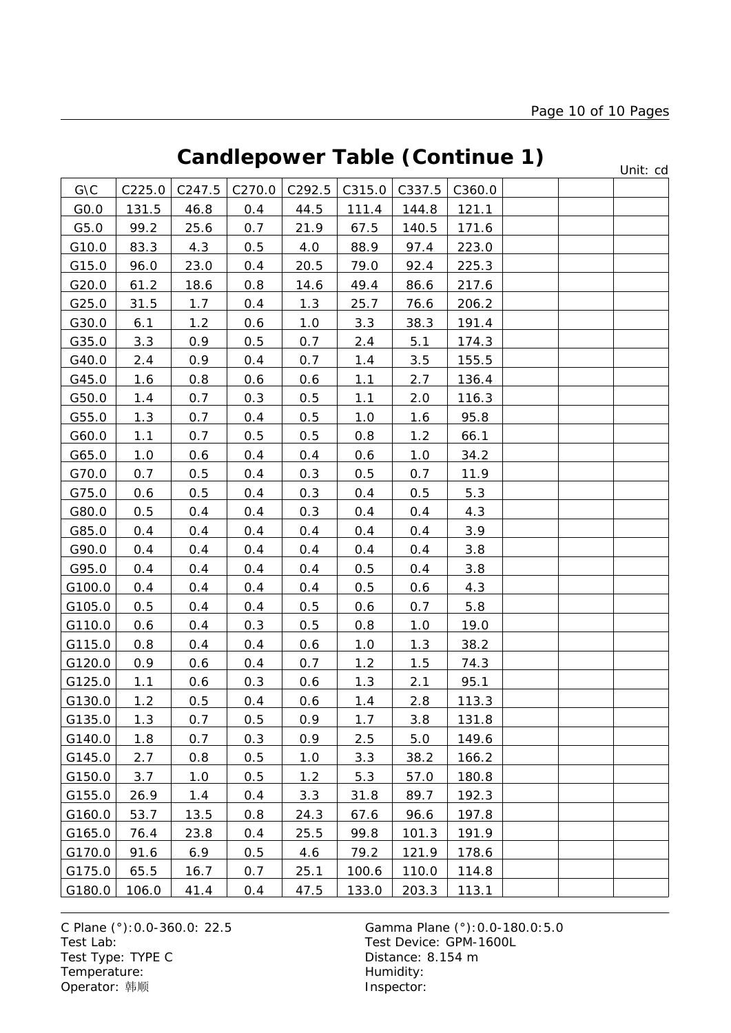# Candlepower Table (Continue 1)

Unit: cd

| G\C | C225.0 | C247.5 | C270.0 | C292.5 | C315.0 | C337.5 | C360.0 | | | |
|---|---|---|---|---|---|---|---|---|---|---|
| G0.0 | 131.5 | 46.8 | 0.4 | 44.5 | 111.4 | 144.8 | 121.1 | | | |
| G5.0 | 99.2 | 25.6 | 0.7 | 21.9 | 67.5 | 140.5 | 171.6 | | | |
| G10.0 | 83.3 | 4.3 | 0.5 | 4.0 | 88.9 | 97.4 | 223.0 | | | |
| G15.0 | 96.0 | 23.0 | 0.4 | 20.5 | 79.0 | 92.4 | 225.3 | | | |
| G20.0 | 61.2 | 18.6 | 0.8 | 14.6 | 49.4 | 86.6 | 217.6 | | | |
| G25.0 | 31.5 | 1.7 | 0.4 | 1.3 | 25.7 | 76.6 | 206.2 | | | |
| G30.0 | 6.1 | 1.2 | 0.6 | 1.0 | 3.3 | 38.3 | 191.4 | | | |
| G35.0 | 3.3 | 0.9 | 0.5 | 0.7 | 2.4 | 5.1 | 174.3 | | | |
| G40.0 | 2.4 | 0.9 | 0.4 | 0.7 | 1.4 | 3.5 | 155.5 | | | |
| G45.0 | 1.6 | 0.8 | 0.6 | 0.6 | 1.1 | 2.7 | 136.4 | | | |
| G50.0 | 1.4 | 0.7 | 0.3 | 0.5 | 1.1 | 2.0 | 116.3 | | | |
| G55.0 | 1.3 | 0.7 | 0.4 | 0.5 | 1.0 | 1.6 | 95.8 | | | |
| G60.0 | 1.1 | 0.7 | 0.5 | 0.5 | 0.8 | 1.2 | 66.1 | | | |
| G65.0 | 1.0 | 0.6 | 0.4 | 0.4 | 0.6 | 1.0 | 34.2 | | | |
| G70.0 | 0.7 | 0.5 | 0.4 | 0.3 | 0.5 | 0.7 | 11.9 | | | |
| G75.0 | 0.6 | 0.5 | 0.4 | 0.3 | 0.4 | 0.5 | 5.3 | | | |
| G80.0 | 0.5 | 0.4 | 0.4 | 0.3 | 0.4 | 0.4 | 4.3 | | | |
| G85.0 | 0.4 | 0.4 | 0.4 | 0.4 | 0.4 | 0.4 | 3.9 | | | |
| G90.0 | 0.4 | 0.4 | 0.4 | 0.4 | 0.4 | 0.4 | 3.8 | | | |
| G95.0 | 0.4 | 0.4 | 0.4 | 0.4 | 0.5 | 0.4 | 3.8 | | | |
| G100.0 | 0.4 | 0.4 | 0.4 | 0.4 | 0.5 | 0.6 | 4.3 | | | |
| G105.0 | 0.5 | 0.4 | 0.4 | 0.5 | 0.6 | 0.7 | 5.8 | | | |
| G110.0 | 0.6 | 0.4 | 0.3 | 0.5 | 0.8 | 1.0 | 19.0 | | | |
| G115.0 | 0.8 | 0.4 | 0.4 | 0.6 | 1.0 | 1.3 | 38.2 | | | |
| G120.0 | 0.9 | 0.6 | 0.4 | 0.7 | 1.2 | 1.5 | 74.3 | | | |
| G125.0 | 1.1 | 0.6 | 0.3 | 0.6 | 1.3 | 2.1 | 95.1 | | | |
| G130.0 | 1.2 | 0.5 | 0.4 | 0.6 | 1.4 | 2.8 | 113.3 | | | |
| G135.0 | 1.3 | 0.7 | 0.5 | 0.9 | 1.7 | 3.8 | 131.8 | | | |
| G140.0 | 1.8 | 0.7 | 0.3 | 0.9 | 2.5 | 5.0 | 149.6 | | | |
| G145.0 | 2.7 | 0.8 | 0.5 | 1.0 | 3.3 | 38.2 | 166.2 | | | |
| G150.0 | 3.7 | 1.0 | 0.5 | 1.2 | 5.3 | 57.0 | 180.8 | | | |
| G155.0 | 26.9 | 1.4 | 0.4 | 3.3 | 31.8 | 89.7 | 192.3 | | | |
| G160.0 | 53.7 | 13.5 | 0.8 | 24.3 | 67.6 | 96.6 | 197.8 | | | |
| G165.0 | 76.4 | 23.8 | 0.4 | 25.5 | 99.8 | 101.3 | 191.9 | | | |
| G170.0 | 91.6 | 6.9 | 0.5 | 4.6 | 79.2 | 121.9 | 178.6 | | | |
| G175.0 | 65.5 | 16.7 | 0.7 | 25.1 | 100.6 | 110.0 | 114.8 | | | |
| G180.0 | 106.0 | 41.4 | 0.4 | 47.5 | 133.0 | 203.3 | 113.1 | | | |

C Plane (°):0.0-360.0: 22.5
Gamma Plane (°):0.0-180.0:5.0
Test Lab:
Test Device: GPM-1600L
Test Type: TYPE C
Distance: 8.154 m
Temperature:
Humidity:
Operator: 韩顺
Inspector: